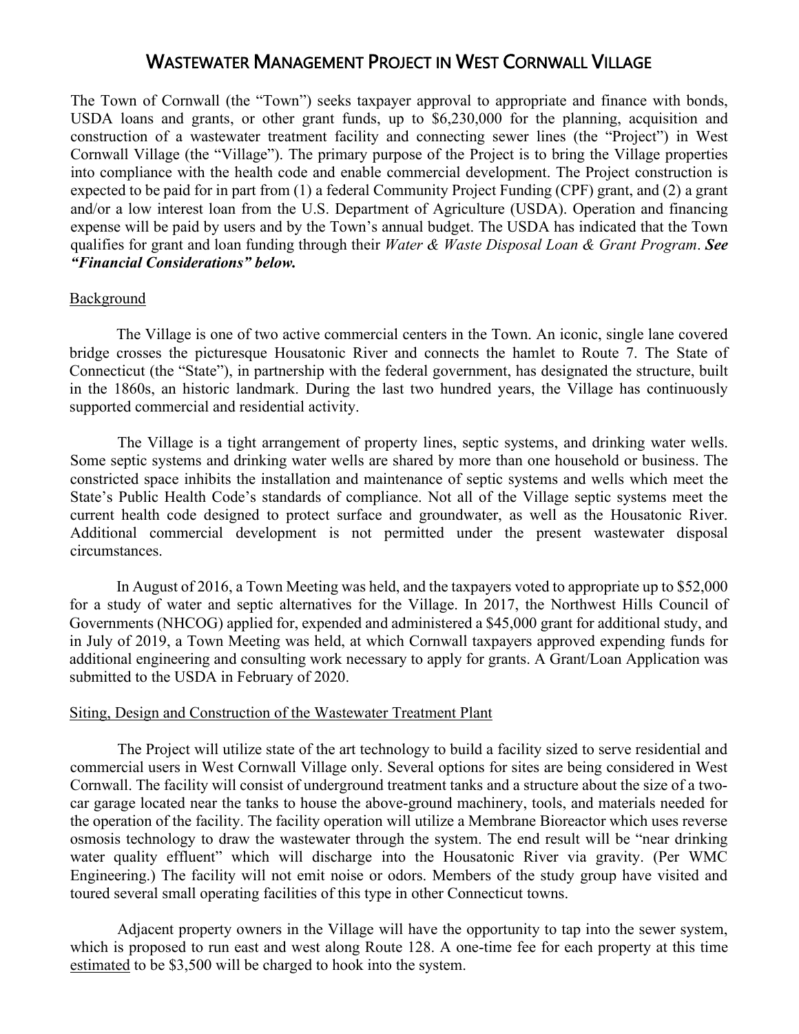# WASTEWATER MANAGEMENT PROJECT IN WEST CORNWALL VILLAGE

The Town of Cornwall (the "Town") seeks taxpayer approval to appropriate and finance with bonds, USDA loans and grants, or other grant funds, up to $6,230,000 for the planning, acquisition and construction of a wastewater treatment facility and connecting sewer lines (the "Project") in West Cornwall Village (the "Village"). The primary purpose of the Project is to bring the Village properties into compliance with the health code and enable commercial development. The Project construction is expected to be paid for in part from (1) a federal Community Project Funding (CPF) grant, and (2) a grant and/or a low interest loan from the U.S. Department of Agriculture (USDA). Operation and financing expense will be paid by users and by the Town's annual budget. The USDA has indicated that the Town qualifies for grant and loan funding through their *Water & Waste Disposal Loan & Grant Program*. ***See "Financial Considerations" below.***

## Background

The Village is one of two active commercial centers in the Town. An iconic, single lane covered bridge crosses the picturesque Housatonic River and connects the hamlet to Route 7. The State of Connecticut (the "State"), in partnership with the federal government, has designated the structure, built in the 1860s, an historic landmark. During the last two hundred years, the Village has continuously supported commercial and residential activity.

The Village is a tight arrangement of property lines, septic systems, and drinking water wells. Some septic systems and drinking water wells are shared by more than one household or business. The constricted space inhibits the installation and maintenance of septic systems and wells which meet the State's Public Health Code's standards of compliance. Not all of the Village septic systems meet the current health code designed to protect surface and groundwater, as well as the Housatonic River. Additional commercial development is not permitted under the present wastewater disposal circumstances.

In August of 2016, a Town Meeting was held, and the taxpayers voted to appropriate up to $52,000 for a study of water and septic alternatives for the Village. In 2017, the Northwest Hills Council of Governments (NHCOG) applied for, expended and administered a $45,000 grant for additional study, and in July of 2019, a Town Meeting was held, at which Cornwall taxpayers approved expending funds for additional engineering and consulting work necessary to apply for grants. A Grant/Loan Application was submitted to the USDA in February of 2020.

## Siting, Design and Construction of the Wastewater Treatment Plant

The Project will utilize state of the art technology to build a facility sized to serve residential and commercial users in West Cornwall Village only. Several options for sites are being considered in West Cornwall. The facility will consist of underground treatment tanks and a structure about the size of a two-car garage located near the tanks to house the above-ground machinery, tools, and materials needed for the operation of the facility. The facility operation will utilize a Membrane Bioreactor which uses reverse osmosis technology to draw the wastewater through the system. The end result will be "near drinking water quality effluent" which will discharge into the Housatonic River via gravity. (Per WMC Engineering.) The facility will not emit noise or odors. Members of the study group have visited and toured several small operating facilities of this type in other Connecticut towns.

Adjacent property owners in the Village will have the opportunity to tap into the sewer system, which is proposed to run east and west along Route 128. A one-time fee for each property at this time estimated to be $3,500 will be charged to hook into the system.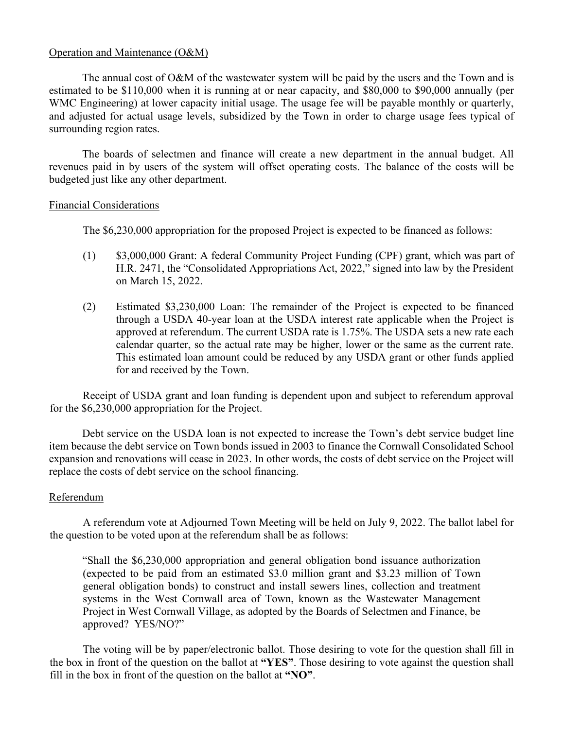Operation and Maintenance (O&M)

The annual cost of O&M of the wastewater system will be paid by the users and the Town and is estimated to be $110,000 when it is running at or near capacity, and $80,000 to $90,000 annually (per WMC Engineering) at lower capacity initial usage. The usage fee will be payable monthly or quarterly, and adjusted for actual usage levels, subsidized by the Town in order to charge usage fees typical of surrounding region rates.

The boards of selectmen and finance will create a new department in the annual budget. All revenues paid in by users of the system will offset operating costs. The balance of the costs will be budgeted just like any other department.

Financial Considerations

The $6,230,000 appropriation for the proposed Project is expected to be financed as follows:

(1) $3,000,000 Grant: A federal Community Project Funding (CPF) grant, which was part of H.R. 2471, the "Consolidated Appropriations Act, 2022," signed into law by the President on March 15, 2022.

(2) Estimated $3,230,000 Loan: The remainder of the Project is expected to be financed through a USDA 40-year loan at the USDA interest rate applicable when the Project is approved at referendum. The current USDA rate is 1.75%. The USDA sets a new rate each calendar quarter, so the actual rate may be higher, lower or the same as the current rate. This estimated loan amount could be reduced by any USDA grant or other funds applied for and received by the Town.

Receipt of USDA grant and loan funding is dependent upon and subject to referendum approval for the $6,230,000 appropriation for the Project.

Debt service on the USDA loan is not expected to increase the Town's debt service budget line item because the debt service on Town bonds issued in 2003 to finance the Cornwall Consolidated School expansion and renovations will cease in 2023. In other words, the costs of debt service on the Project will replace the costs of debt service on the school financing.

Referendum

A referendum vote at Adjourned Town Meeting will be held on July 9, 2022. The ballot label for the question to be voted upon at the referendum shall be as follows:

> "Shall the $6,230,000 appropriation and general obligation bond issuance authorization (expected to be paid from an estimated $3.0 million grant and $3.23 million of Town general obligation bonds) to construct and install sewers lines, collection and treatment systems in the West Cornwall area of Town, known as the Wastewater Management Project in West Cornwall Village, as adopted by the Boards of Selectmen and Finance, be approved? YES/NO?"

The voting will be by paper/electronic ballot. Those desiring to vote for the question shall fill in the box in front of the question on the ballot at **"YES"**. Those desiring to vote against the question shall fill in the box in front of the question on the ballot at **"NO"**.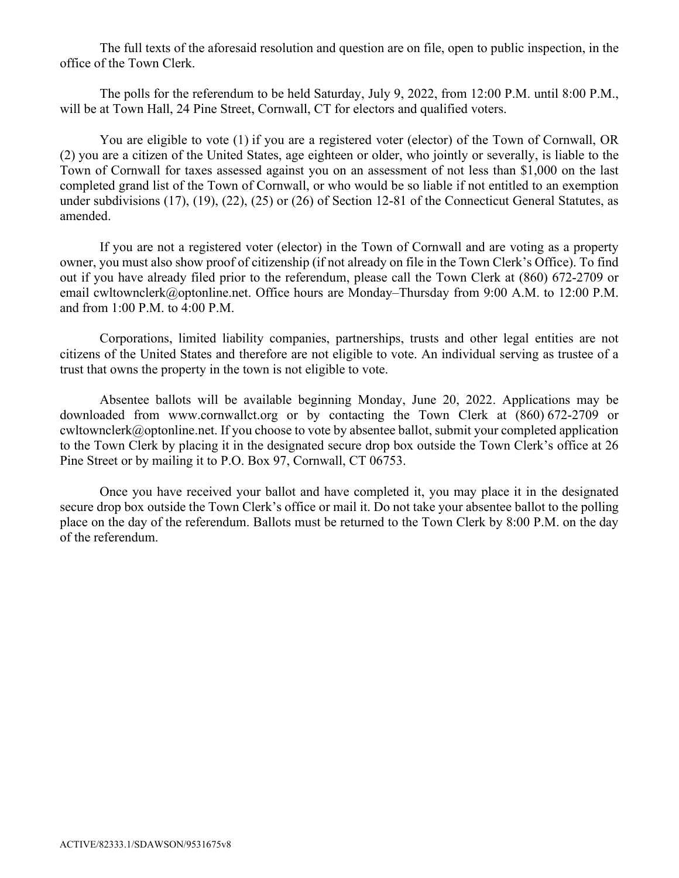The full texts of the aforesaid resolution and question are on file, open to public inspection, in the office of the Town Clerk.

The polls for the referendum to be held Saturday, July 9, 2022, from 12:00 P.M. until 8:00 P.M., will be at Town Hall, 24 Pine Street, Cornwall, CT for electors and qualified voters.

You are eligible to vote (1) if you are a registered voter (elector) of the Town of Cornwall, OR (2) you are a citizen of the United States, age eighteen or older, who jointly or severally, is liable to the Town of Cornwall for taxes assessed against you on an assessment of not less than $1,000 on the last completed grand list of the Town of Cornwall, or who would be so liable if not entitled to an exemption under subdivisions (17), (19), (22), (25) or (26) of Section 12-81 of the Connecticut General Statutes, as amended.

If you are not a registered voter (elector) in the Town of Cornwall and are voting as a property owner, you must also show proof of citizenship (if not already on file in the Town Clerk's Office). To find out if you have already filed prior to the referendum, please call the Town Clerk at (860) 672-2709 or email cwltownclerk@optonline.net. Office hours are Monday–Thursday from 9:00 A.M. to 12:00 P.M. and from 1:00 P.M. to 4:00 P.M.

Corporations, limited liability companies, partnerships, trusts and other legal entities are not citizens of the United States and therefore are not eligible to vote. An individual serving as trustee of a trust that owns the property in the town is not eligible to vote.

Absentee ballots will be available beginning Monday, June 20, 2022. Applications may be downloaded from www.cornwallct.org or by contacting the Town Clerk at (860) 672-2709 or cwltownclerk@optonline.net. If you choose to vote by absentee ballot, submit your completed application to the Town Clerk by placing it in the designated secure drop box outside the Town Clerk's office at 26 Pine Street or by mailing it to P.O. Box 97, Cornwall, CT 06753.

Once you have received your ballot and have completed it, you may place it in the designated secure drop box outside the Town Clerk's office or mail it. Do not take your absentee ballot to the polling place on the day of the referendum. Ballots must be returned to the Town Clerk by 8:00 P.M. on the day of the referendum.

ACTIVE/82333.1/SDAWSON/9531675v8